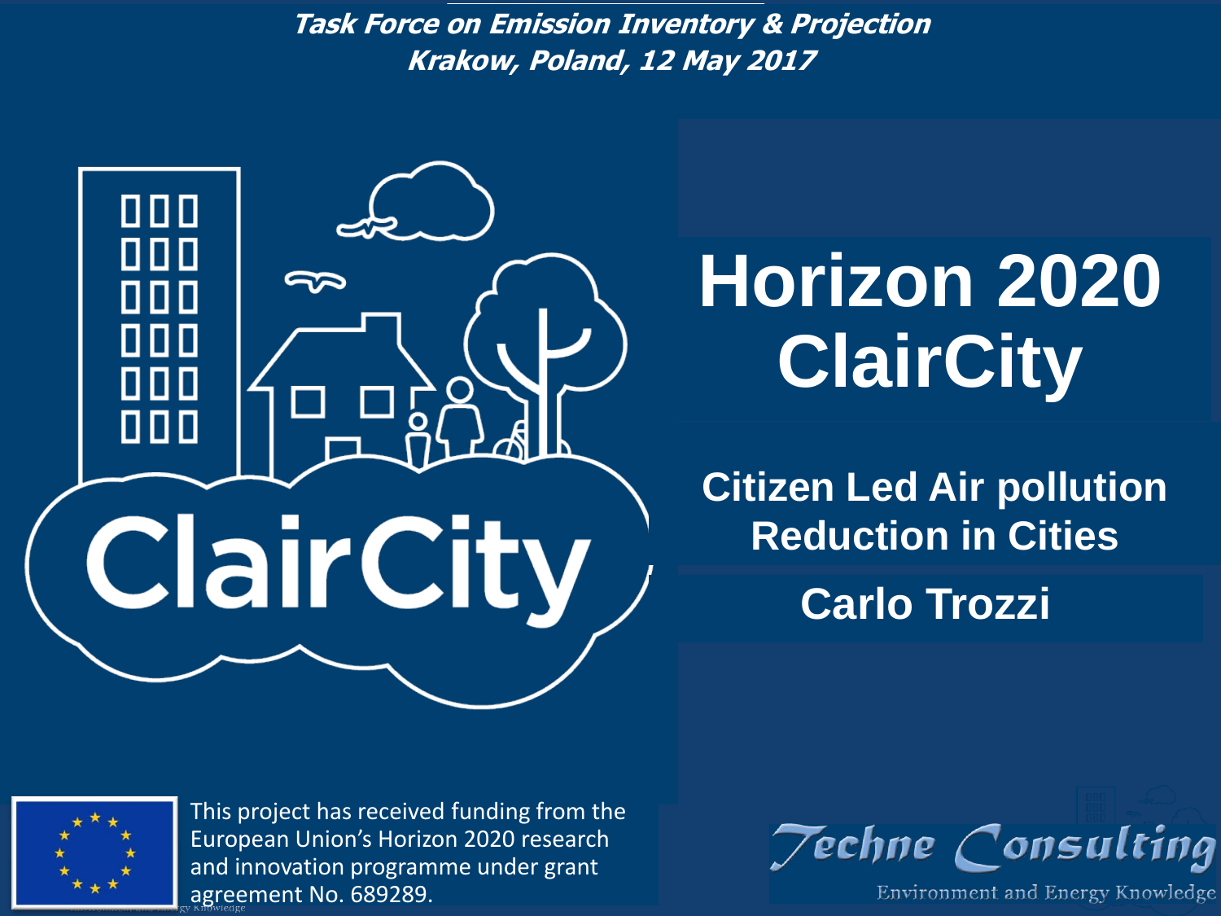*Task Force on Emission Inventory & Projection*
*Krakow, Poland, 12 May 2017*

ClairCity

# Horizon 2020 ClairCity

## Citizen Led Air pollution Reduction in Cities

## Carlo Trozzi

This project has received funding from the European Union's Horizon 2020 research and innovation programme under grant agreement No. 689289.

Techne Consulting
Environment and Energy Knowledge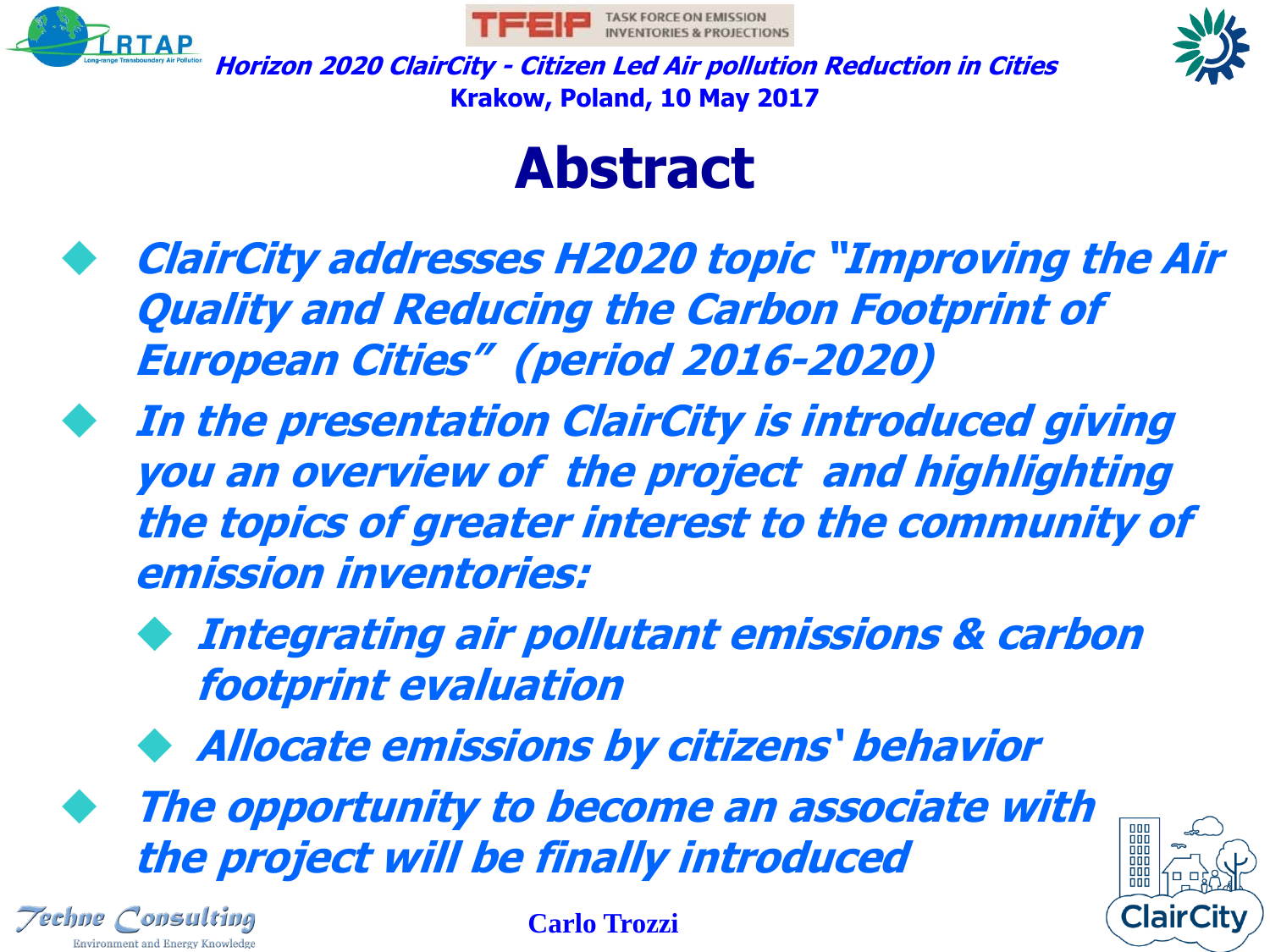# Abstract

- *ClairCity addresses H2020 topic "Improving the Air Quality and Reducing the Carbon Footprint of European Cities" (period 2016-2020)*
- *In the presentation ClairCity is introduced giving you an overview of the project and highlighting the topics of greater interest to the community of emission inventories:*
  - *Integrating air pollutant emissions & carbon footprint evaluation*
  - *Allocate emissions by citizens' behavior*
- *The opportunity to become an associate with the project will be finally introduced*

Carlo Trozzi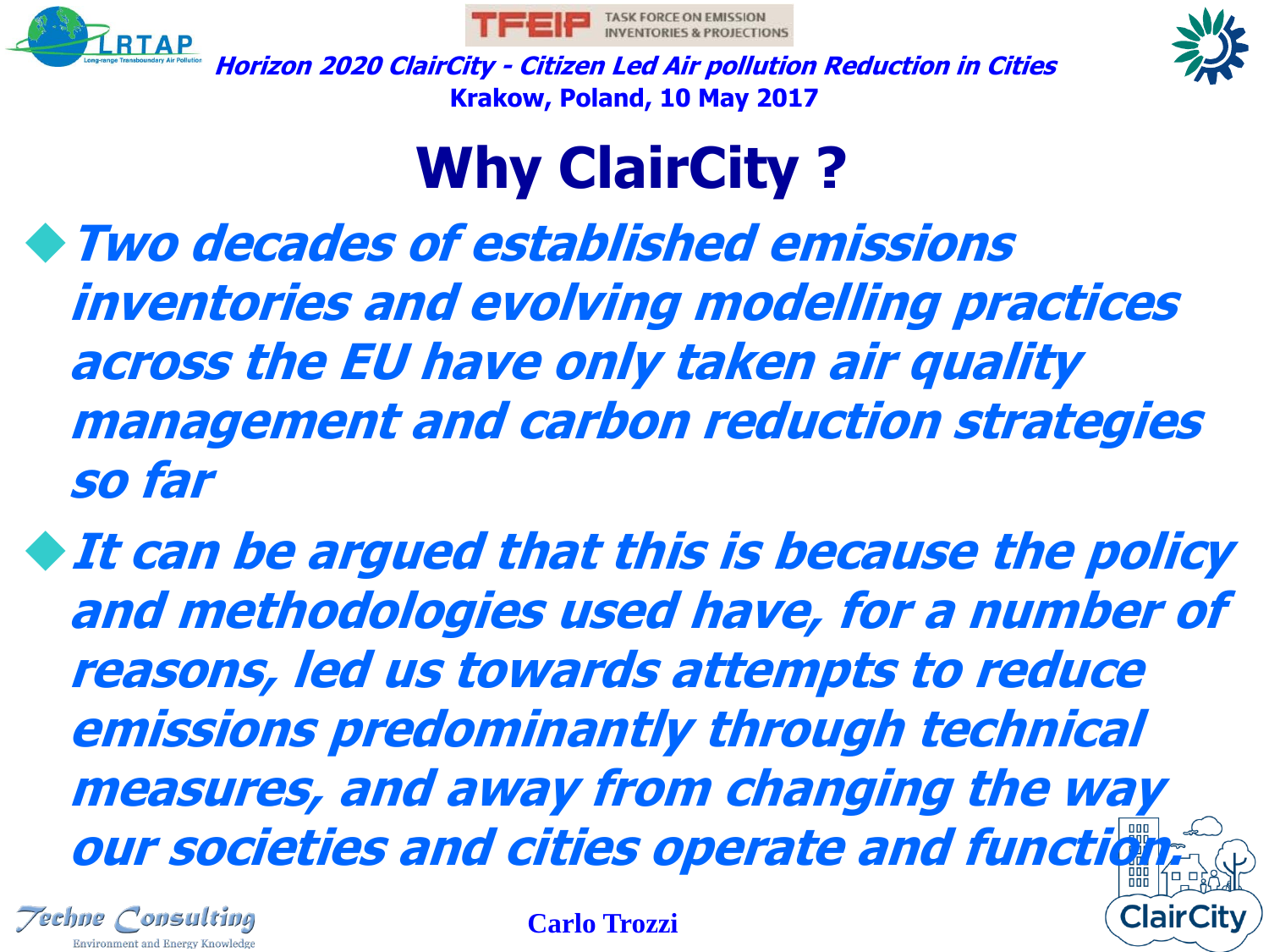# Why ClairCity ?

- ***Two decades of established emissions inventories and evolving modelling practices across the EU have only taken air quality management and carbon reduction strategies so far***
- ***It can be argued that this is because the policy and methodologies used have, for a number of reasons, led us towards attempts to reduce emissions predominantly through technical measures, and away from changing the way our societies and cities operate and function.***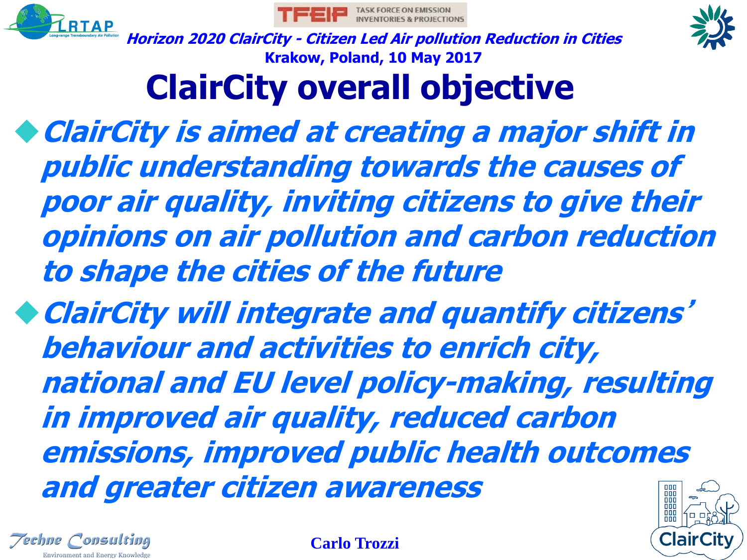# ClairCity overall objective

- *ClairCity is aimed at creating a major shift in public understanding towards the causes of poor air quality, inviting citizens to give their opinions on air pollution and carbon reduction to shape the cities of the future*
- *ClairCity will integrate and quantify citizens' behaviour and activities to enrich city, national and EU level policy-making, resulting in improved air quality, reduced carbon emissions, improved public health outcomes and greater citizen awareness*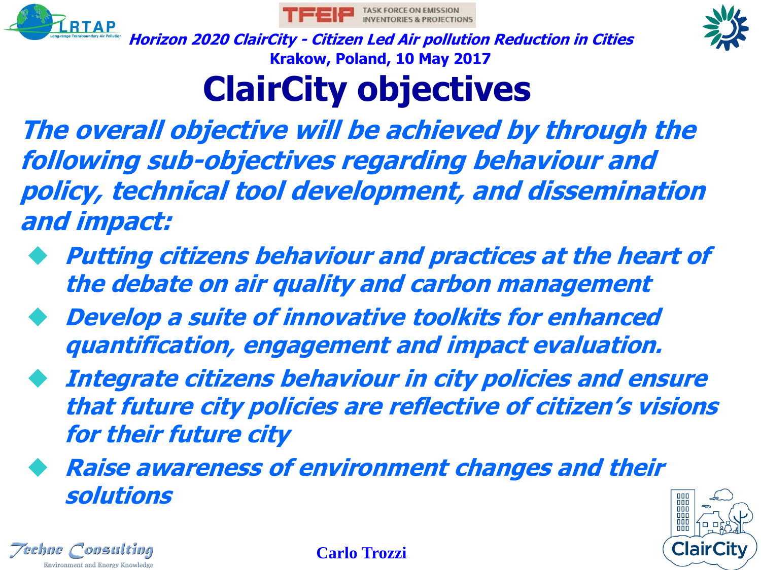# ClairCity objectives

***The overall objective will be achieved by through the following sub-objectives regarding behaviour and policy, technical tool development, and dissemination and impact:***

- ***Putting citizens behaviour and practices at the heart of the debate on air quality and carbon management***
- ***Develop a suite of innovative toolkits for enhanced quantification, engagement and impact evaluation.***
- ***Integrate citizens behaviour in city policies and ensure that future city policies are reflective of citizen's visions for their future city***
- ***Raise awareness of environment changes and their solutions***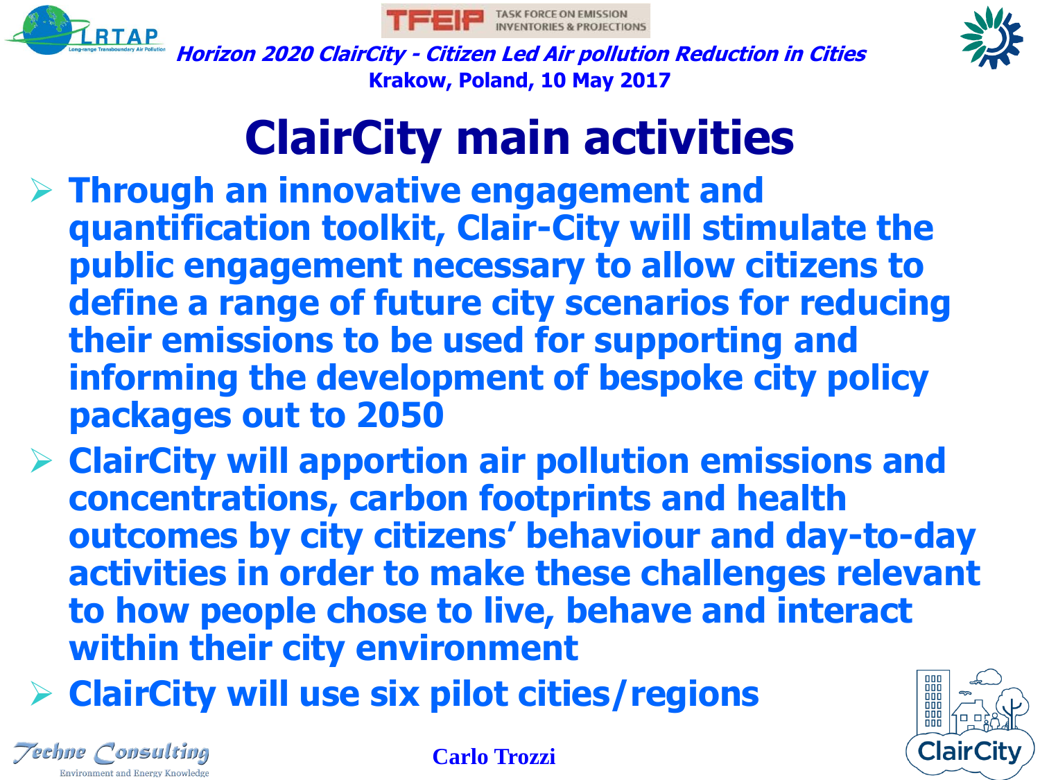# ClairCity main activities

- Through an innovative engagement and quantification toolkit, Clair-City will stimulate the public engagement necessary to allow citizens to define a range of future city scenarios for reducing their emissions to be used for supporting and informing the development of bespoke city policy packages out to 2050
- ClairCity will apportion air pollution emissions and concentrations, carbon footprints and health outcomes by city citizens' behaviour and day-to-day activities in order to make these challenges relevant to how people chose to live, behave and interact within their city environment
- ClairCity will use six pilot cities/regions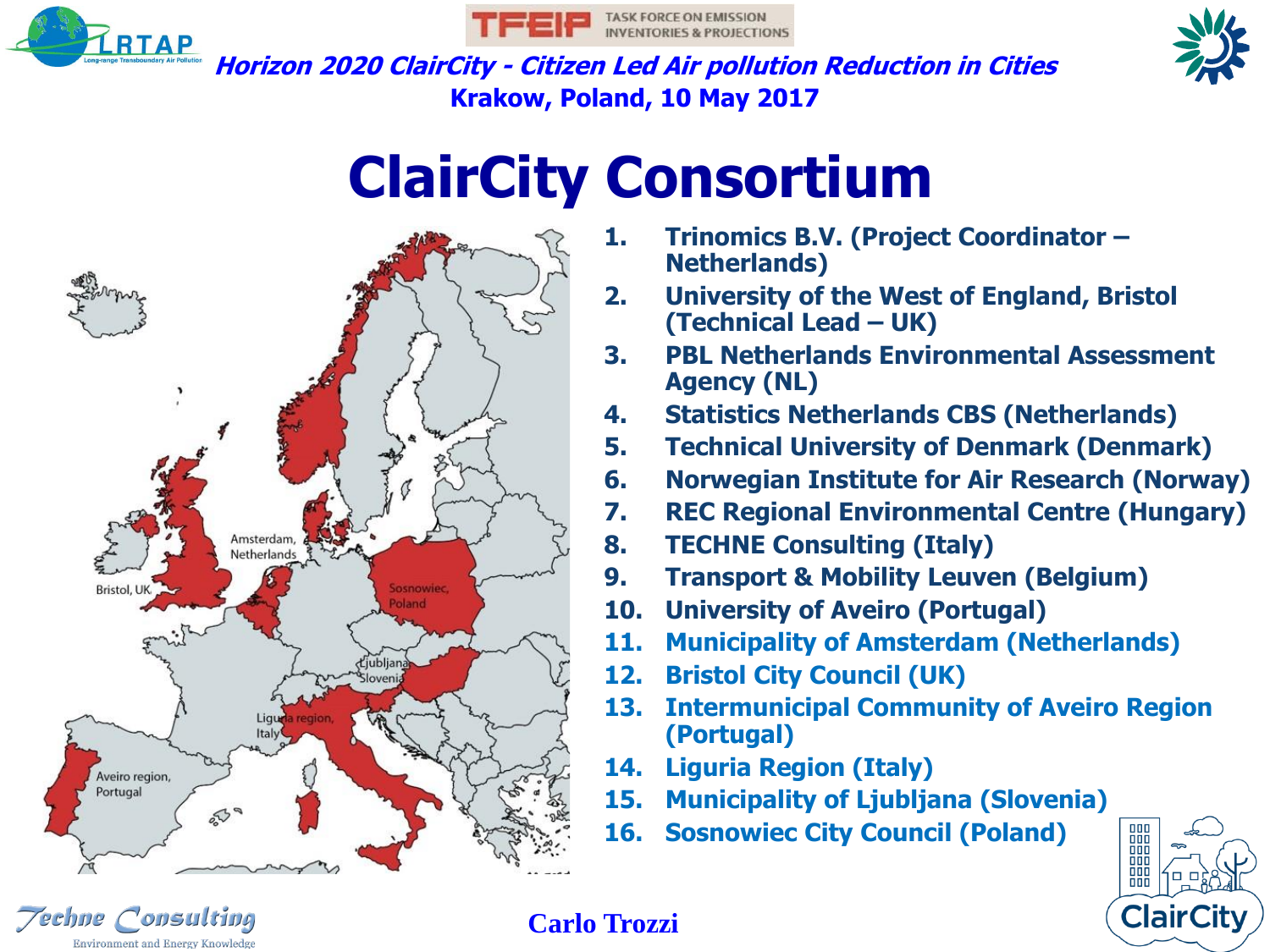*Horizon 2020 ClairCity - Citizen Led Air pollution Reduction in Cities*

**Krakow, Poland, 10 May 2017**

# ClairCity Consortium

1. Trinomics B.V. (Project Coordinator – Netherlands)
2. University of the West of England, Bristol (Technical Lead – UK)
3. PBL Netherlands Environmental Assessment Agency (NL)
4. Statistics Netherlands CBS (Netherlands)
5. Technical University of Denmark (Denmark)
6. Norwegian Institute for Air Research (Norway)
7. REC Regional Environmental Centre (Hungary)
8. TECHNE Consulting (Italy)
9. Transport & Mobility Leuven (Belgium)
10. University of Aveiro (Portugal)
11. Municipality of Amsterdam (Netherlands)
12. Bristol City Council (UK)
13. Intermunicipal Community of Aveiro Region (Portugal)
14. Liguria Region (Italy)
15. Municipality of Ljubljana (Slovenia)
16. Sosnowiec City Council (Poland)

Carlo Trozzi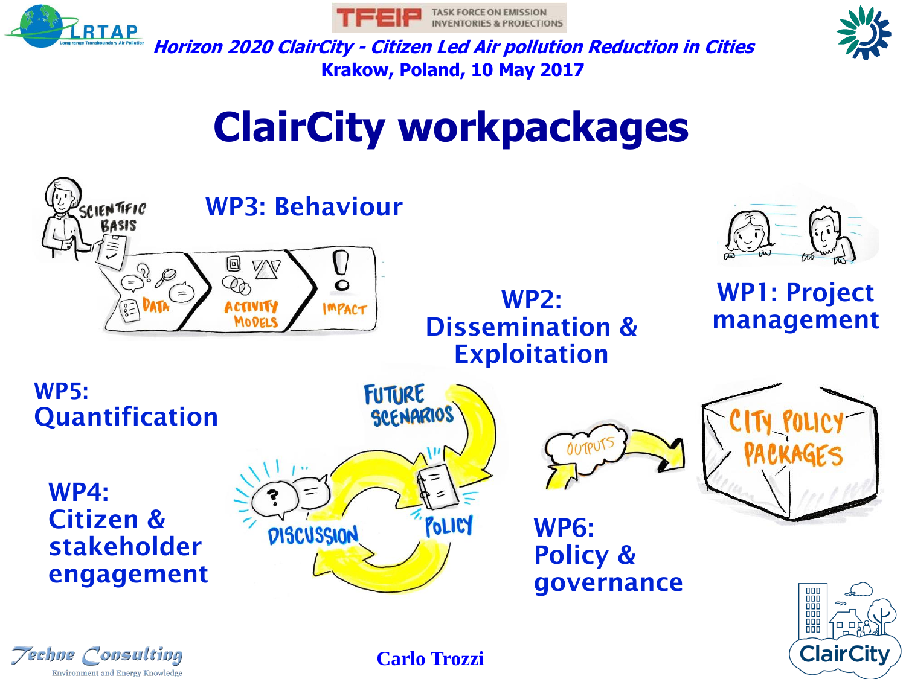Horizon 2020 ClairCity - Citizen Led Air pollution Reduction in Cities
Krakow, Poland, 10 May 2017

# ClairCity workpackages

**WP3: Behaviour**

SCIENTIFIC BASIS — DATA — ACTIVITY MODELS — IMPACT

**WP1: Project management**

**WP2: Dissemination & Exploitation**

**WP5: Quantification**

**WP4: Citizen & stakeholder engagement**

FUTURE SCENARIOS — DISCUSSION — POLICY

OUTPUTS — CITY POLICY PACKAGES

**WP6: Policy & governance**

Carlo Trozzi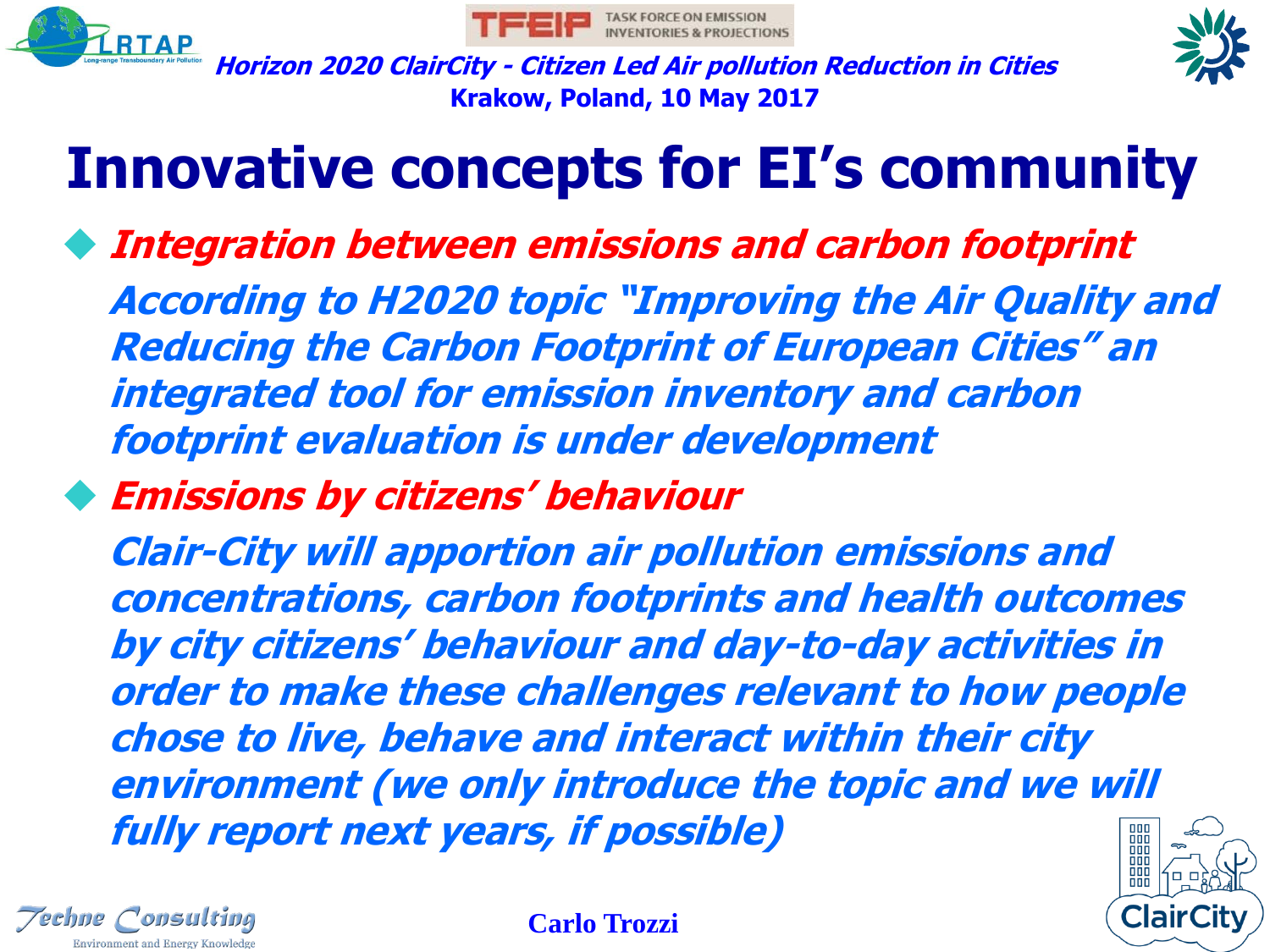# Innovative concepts for EI's community

- ***Integration between emissions and carbon footprint***

  ***According to H2020 topic "Improving the Air Quality and Reducing the Carbon Footprint of European Cities" an integrated tool for emission inventory and carbon footprint evaluation is under development***

- ***Emissions by citizens' behaviour***

  ***Clair-City will apportion air pollution emissions and concentrations, carbon footprints and health outcomes by city citizens' behaviour and day-to-day activities in order to make these challenges relevant to how people chose to live, behave and interact within their city environment (we only introduce the topic and we will fully report next years, if possible)***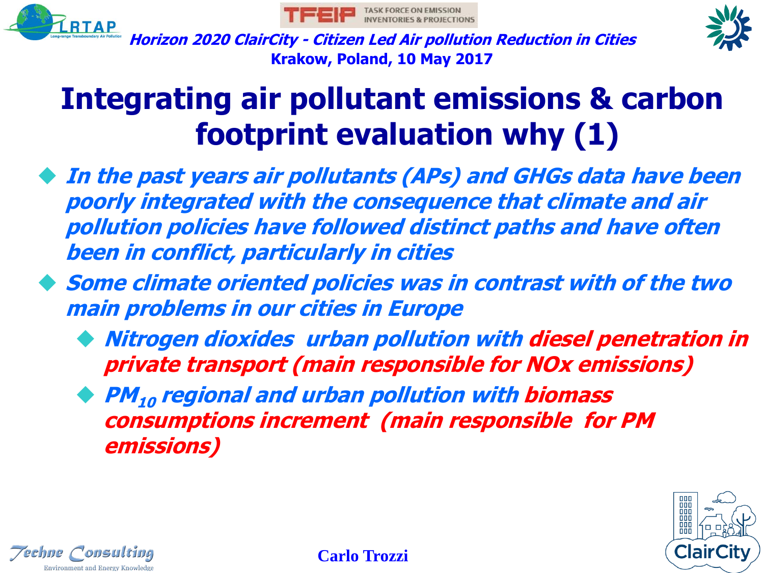# Integrating air pollutant emissions & carbon footprint evaluation why (1)

- *In the past years air pollutants (APs) and GHGs data have been poorly integrated with the consequence that climate and air pollution policies have followed distinct paths and have often been in conflict, particularly in cities*
- *Some climate oriented policies was in contrast with of the two main problems in our cities in Europe*
  - *Nitrogen dioxides urban pollution with diesel penetration in private transport (main responsible for NOx emissions)*
  - *$PM_{10}$ regional and urban pollution with biomass consumptions increment (main responsible for PM emissions)*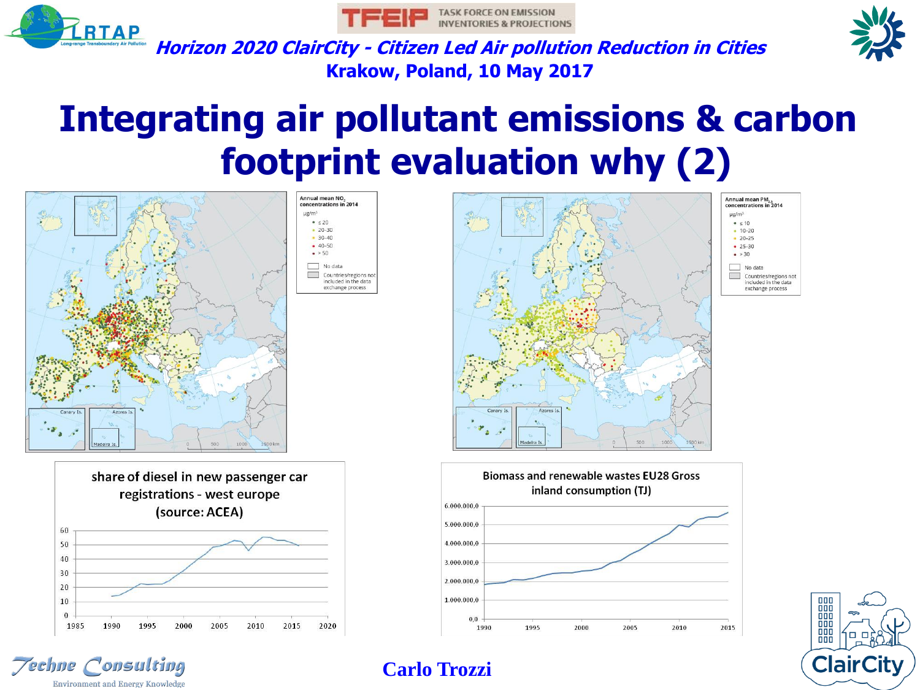*Horizon 2020 ClairCity - Citizen Led Air pollution Reduction in Cities*

**Krakow, Poland, 10 May 2017**

# Integrating air pollutant emissions & carbon footprint evaluation why (2)

Annual mean $NO_2$ concentrations in 2014

μg/m³

- ≤ 20
- 20–30
- 30–40
- 40–50
- > 50

No data

Countries/regions not included in the data exchange process

Annual mean $PM_{2.5}$ concentrations in 2014

μg/m³

- ≤ 10
- 10–20
- 20–25
- 25–30
- > 30

No data

Countries/regions not included in the data exchange process

share of diesel in new passenger car registrations - west europe (source: ACEA)

Biomass and renewable wastes EU28 Gross inland consumption (TJ)

Carlo Trozzi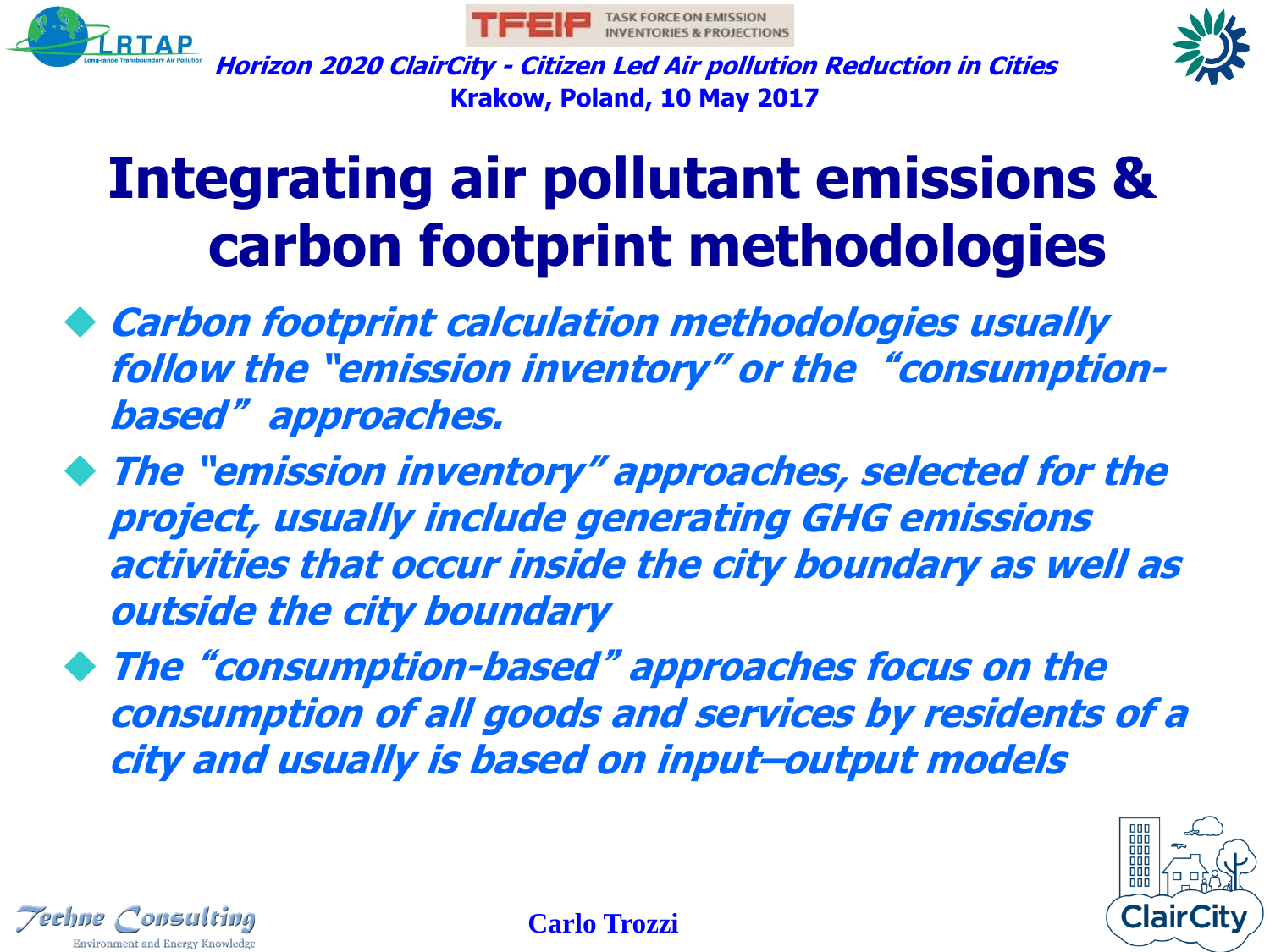# Integrating air pollutant emissions & carbon footprint methodologies

- ***Carbon footprint calculation methodologies usually follow the "emission inventory" or the "consumption-based" approaches.***
- ***The "emission inventory" approaches, selected for the project, usually include generating GHG emissions activities that occur inside the city boundary as well as outside the city boundary***
- ***The "consumption-based" approaches focus on the consumption of all goods and services by residents of a city and usually is based on input–output models***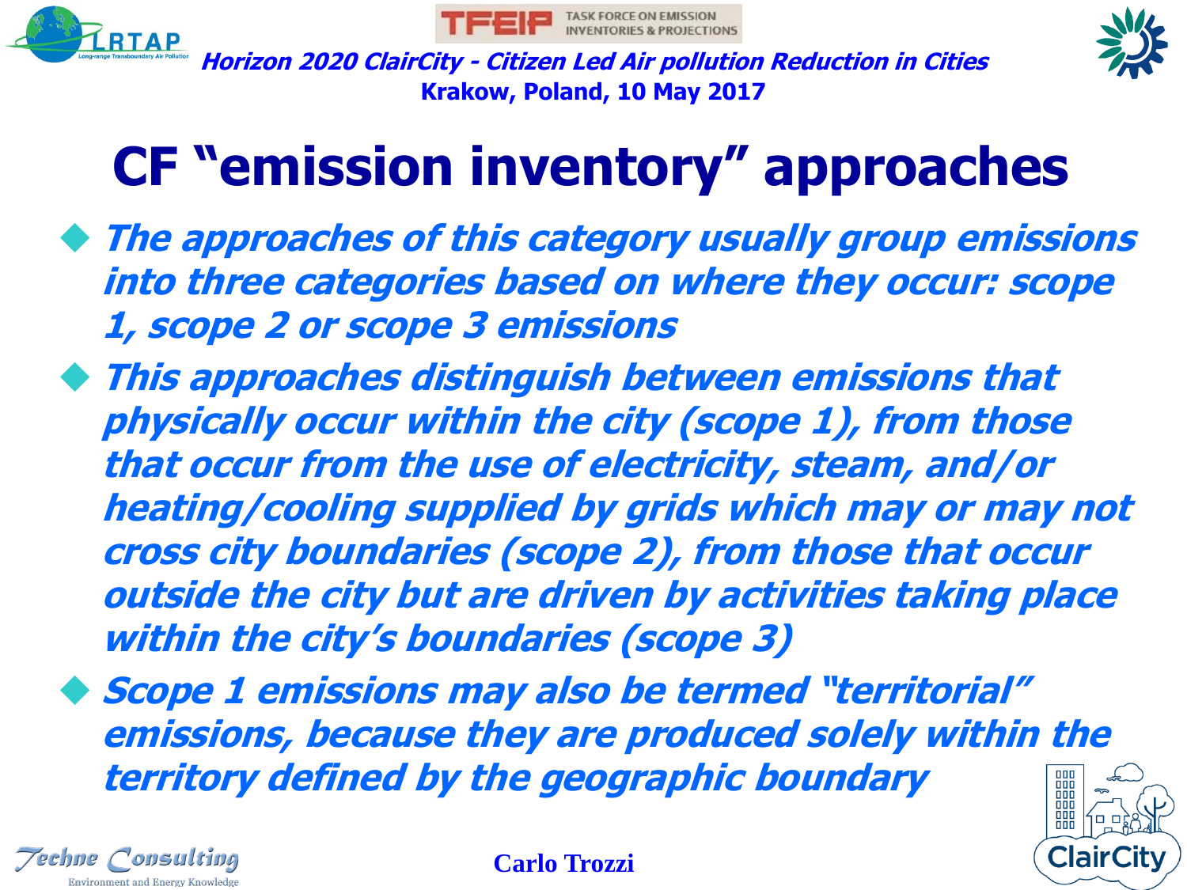# CF "emission inventory" approaches

- ***The approaches of this category usually group emissions into three categories based on where they occur: scope 1, scope 2 or scope 3 emissions***
- ***This approaches distinguish between emissions that physically occur within the city (scope 1), from those that occur from the use of electricity, steam, and/or heating/cooling supplied by grids which may or may not cross city boundaries (scope 2), from those that occur outside the city but are driven by activities taking place within the city's boundaries (scope 3)***
- ***Scope 1 emissions may also be termed "territorial" emissions, because they are produced solely within the territory defined by the geographic boundary***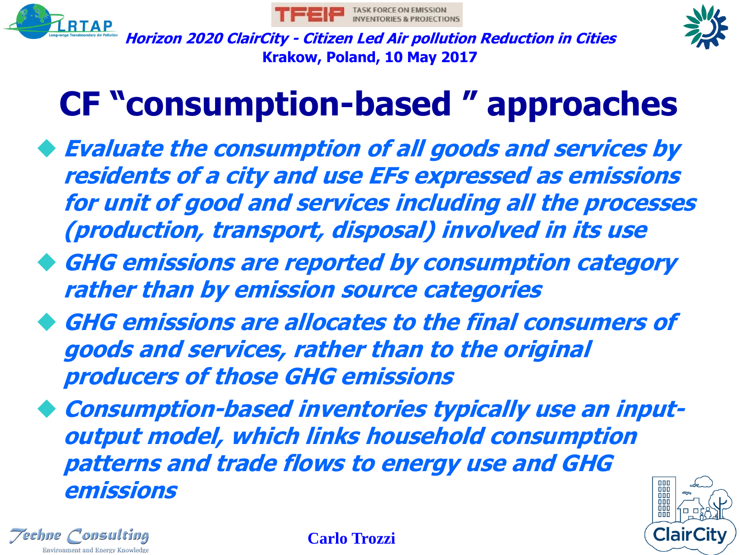# CF "consumption-based " approaches

- ***Evaluate the consumption of all goods and services by residents of a city and use EFs expressed as emissions for unit of good and services including all the processes (production, transport, disposal) involved in its use***
- ***GHG emissions are reported by consumption category rather than by emission source categories***
- ***GHG emissions are allocates to the final consumers of goods and services, rather than to the original producers of those GHG emissions***
- ***Consumption-based inventories typically use an input-output model, which links household consumption patterns and trade flows to energy use and GHG emissions***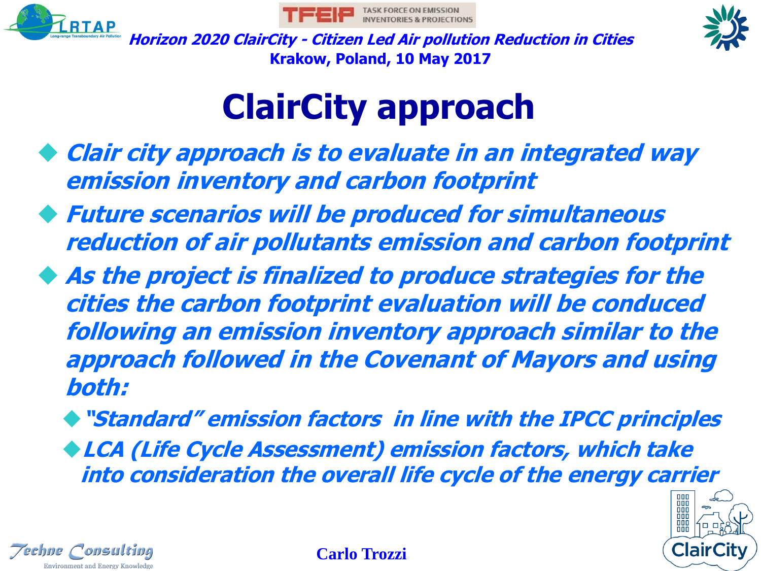# ClairCity approach

- ***Clair city approach is to evaluate in an integrated way emission inventory and carbon footprint***
- ***Future scenarios will be produced for simultaneous reduction of air pollutants emission and carbon footprint***
- ***As the project is finalized to produce strategies for the cities the carbon footprint evaluation will be conduced following an emission inventory approach similar to the approach followed in the Covenant of Mayors and using both:***
  - ***"Standard" emission factors in line with the IPCC principles***
  - ***LCA (Life Cycle Assessment) emission factors, which take into consideration the overall life cycle of the energy carrier***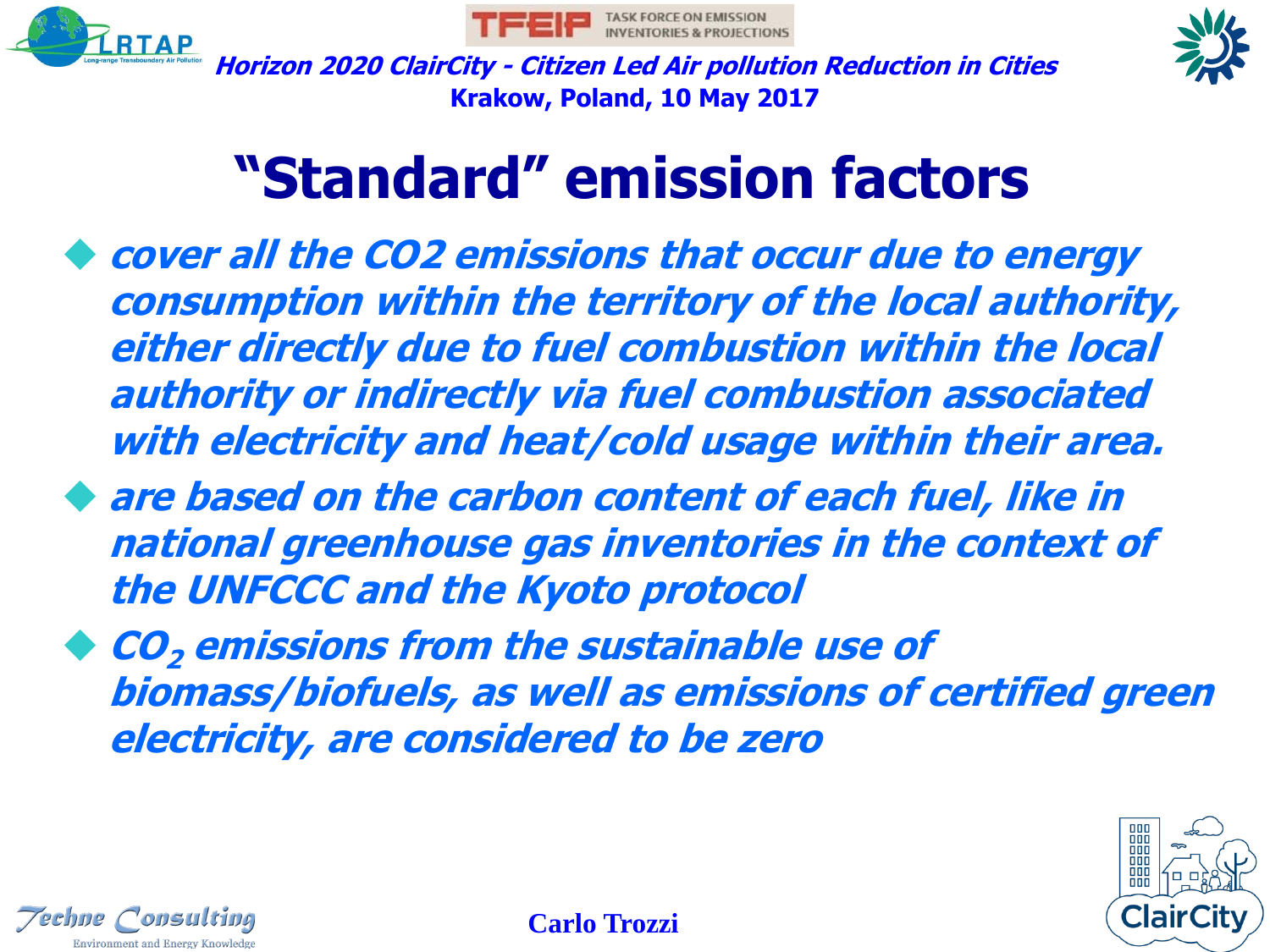# “Standard” emission factors

- ***cover all the CO2 emissions that occur due to energy consumption within the territory of the local authority, either directly due to fuel combustion within the local authority or indirectly via fuel combustion associated with electricity and heat/cold usage within their area.***
- ***are based on the carbon content of each fuel, like in national greenhouse gas inventories in the context of the UNFCCC and the Kyoto protocol***
- ***$CO_2$ emissions from the sustainable use of biomass/biofuels, as well as emissions of certified green electricity, are considered to be zero***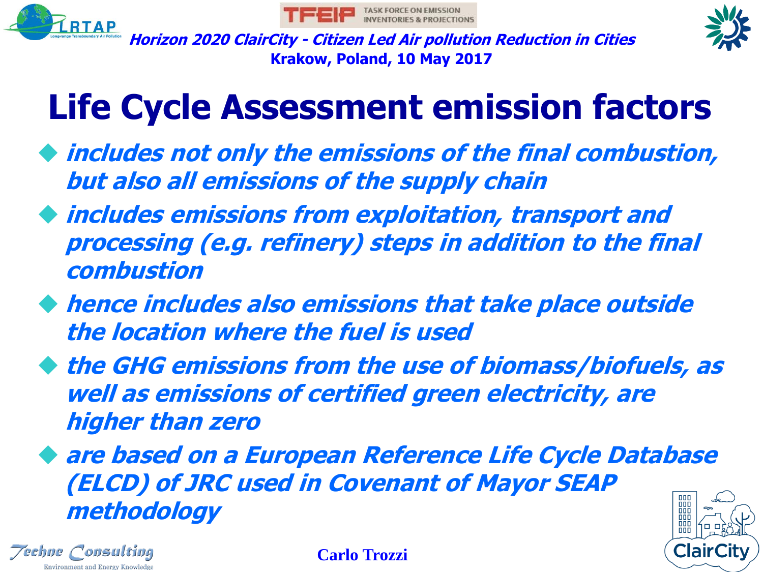# Life Cycle Assessment emission factors

- *includes not only the emissions of the final combustion, but also all emissions of the supply chain*
- *includes emissions from exploitation, transport and processing (e.g. refinery) steps in addition to the final combustion*
- *hence includes also emissions that take place outside the location where the fuel is used*
- *the GHG emissions from the use of biomass/biofuels, as well as emissions of certified green electricity, are higher than zero*
- *are based on a European Reference Life Cycle Database (ELCD) of JRC used in Covenant of Mayor SEAP methodology*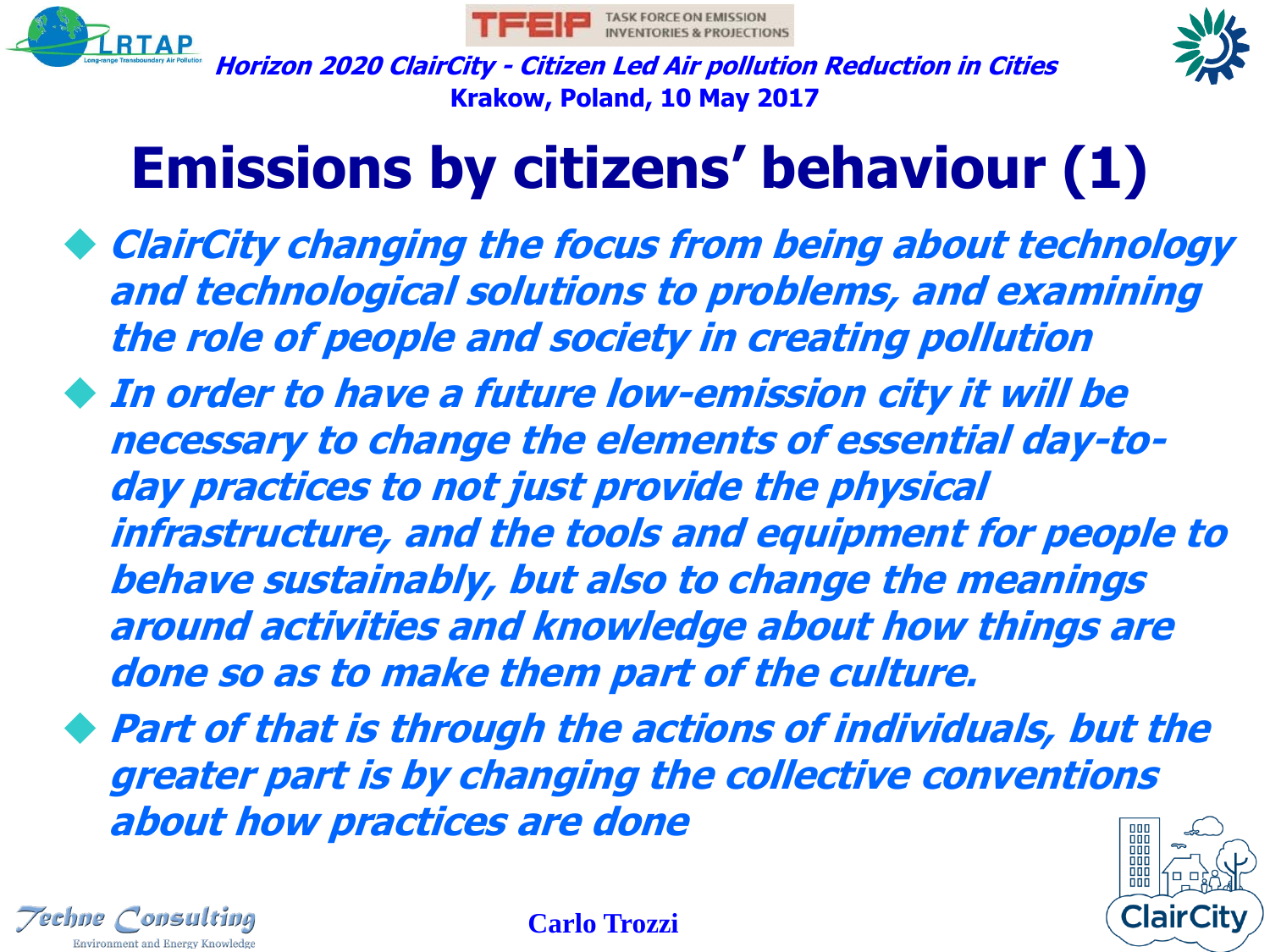# Emissions by citizens' behaviour (1)

- *ClairCity changing the focus from being about technology and technological solutions to problems, and examining the role of people and society in creating pollution*
- *In order to have a future low-emission city it will be necessary to change the elements of essential day-to-day practices to not just provide the physical infrastructure, and the tools and equipment for people to behave sustainably, but also to change the meanings around activities and knowledge about how things are done so as to make them part of the culture.*
- *Part of that is through the actions of individuals, but the greater part is by changing the collective conventions about how practices are done*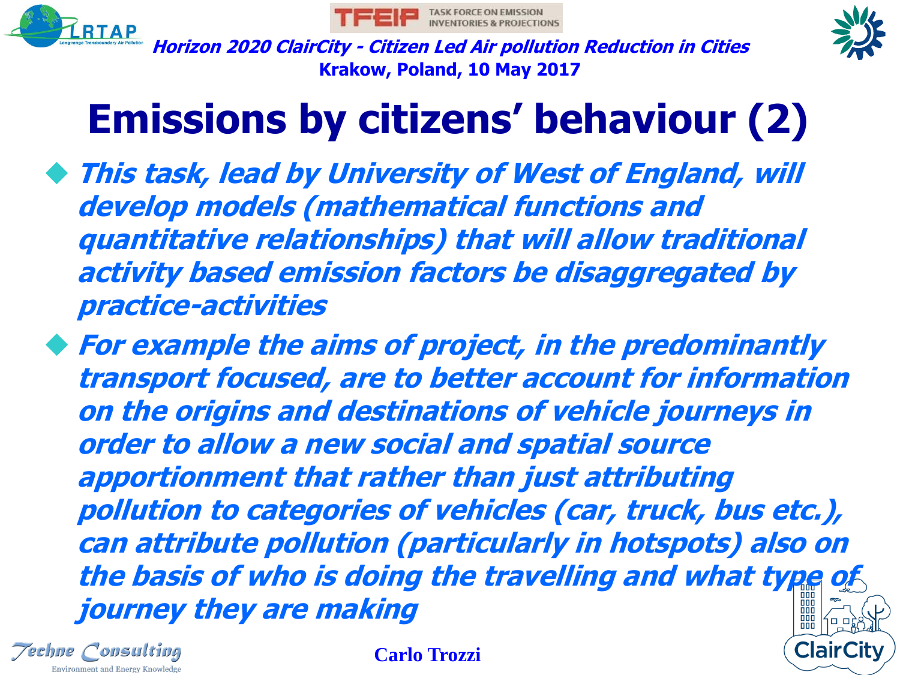# Emissions by citizens' behaviour (2)

- *This task, lead by University of West of England, will develop models (mathematical functions and quantitative relationships) that will allow traditional activity based emission factors be disaggregated by practice-activities*
- *For example the aims of project, in the predominantly transport focused, are to better account for information on the origins and destinations of vehicle journeys in order to allow a new social and spatial source apportionment that rather than just attributing pollution to categories of vehicles (car, truck, bus etc.), can attribute pollution (particularly in hotspots) also on the basis of who is doing the travelling and what type of journey they are making*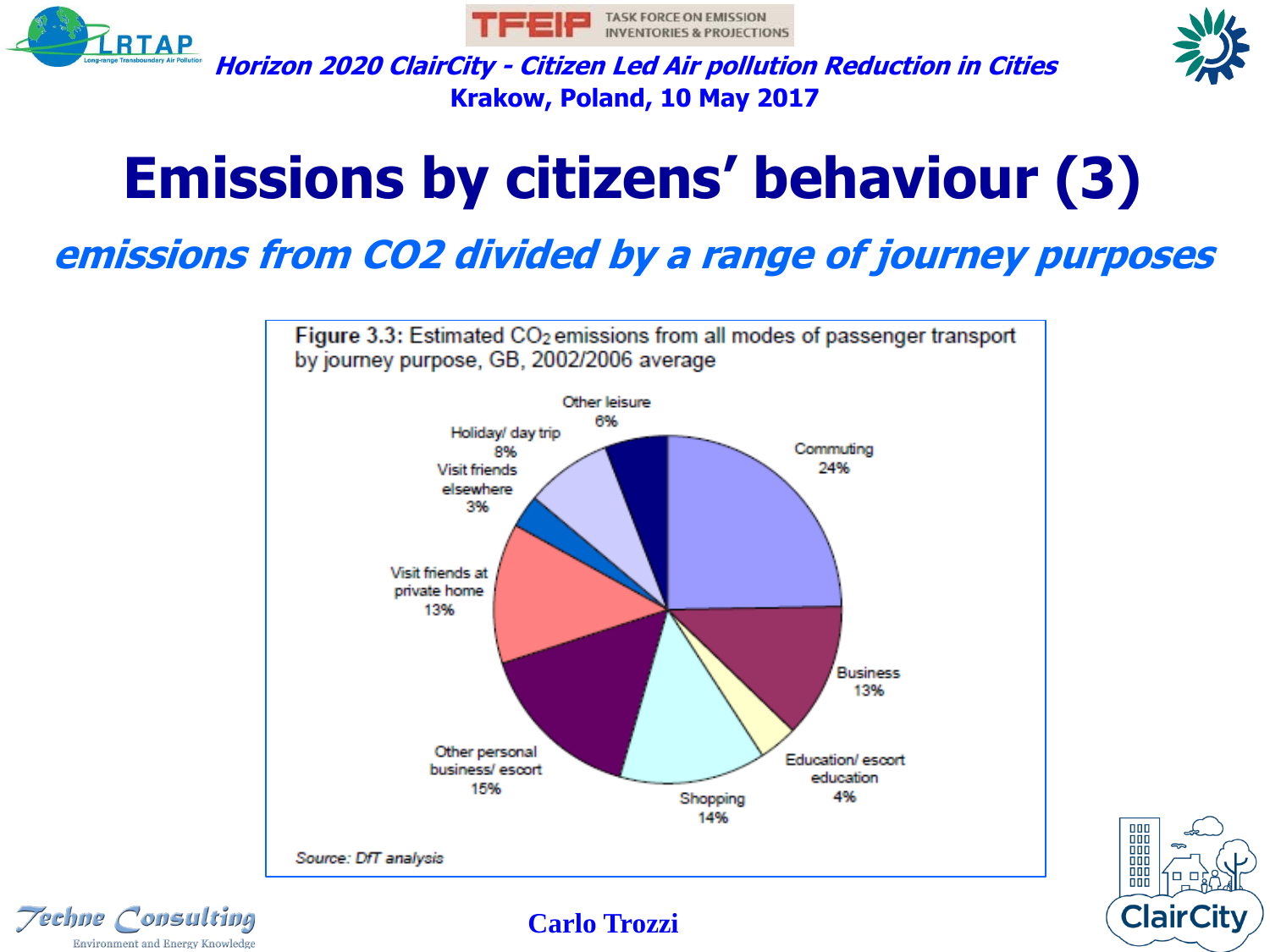# Emissions by citizens' behaviour (3)

*emissions from CO2 divided by a range of journey purposes*

**Figure 3.3:** Estimated $CO_2$ emissions from all modes of passenger transport by journey purpose, GB, 2002/2006 average

| Journey purpose | Share |
|---|---|
| Commuting | 24% |
| Business | 13% |
| Education/ escort education | 4% |
| Shopping | 14% |
| Other personal business/ escort | 15% |
| Visit friends at private home | 13% |
| Visit friends elsewhere | 3% |
| Holiday/ day trip | 8% |
| Other leisure | 6% |

*Source: DfT analysis*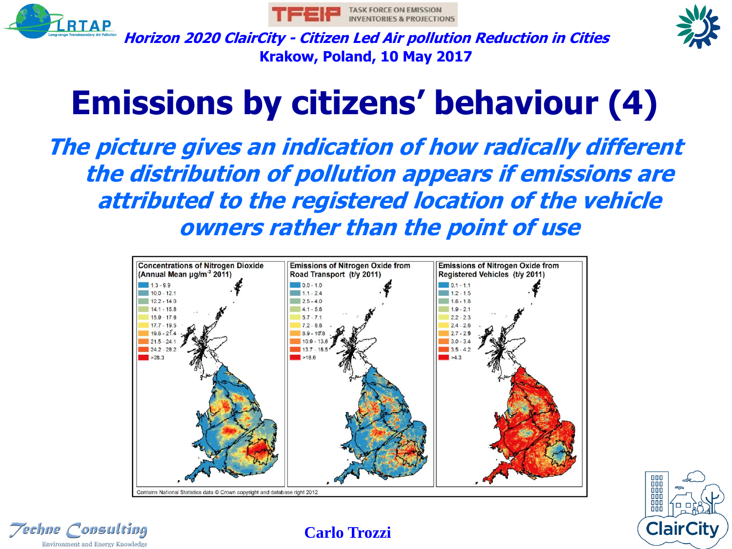# Emissions by citizens' behaviour (4)

***The picture gives an indication of how radically different the distribution of pollution appears if emissions are attributed to the registered location of the vehicle owners rather than the point of use***

| Concentrations of Nitrogen Dioxide (Annual Mean μg/m$^{3}$ 2011) | Emissions of Nitrogen Oxide from Road Transport (t/y 2011) | Emissions of Nitrogen Oxide from Registered Vehicles (t/y 2011) |
|---|---|---|
| 1.3 - 9.9 | 0.0 - 1.0 | 0.1 - 1.1 |
| 10.0 - 12.1 | 1.1 - 2.4 | 1.2 - 1.5 |
| 12.2 - 14.0 | 2.5 - 4.0 | 1.6 - 1.8 |
| 14.1 - 15.8 | 4.1 - 5.6 | 1.9 - 2.1 |
| 15.9 - 17.6 | 5.7 - 7.1 | 2.2 - 2.3 |
| 17.7 - 19.5 | 7.2 - 8.8 | 2.4 - 2.6 |
| 19.6 - 21.4 | 8.9 - 10.8 | 2.7 - 2.9 |
| 21.5 - 24.1 | 10.9 - 13.6 | 3.0 - 3.4 |
| 24.2 - 28.2 | 13.7 - 18.5 | 3.5 - 4.2 |
| >28.3 | >18.6 | >4.3 |

Contains National Statistics data © Crown copyright and database right 2012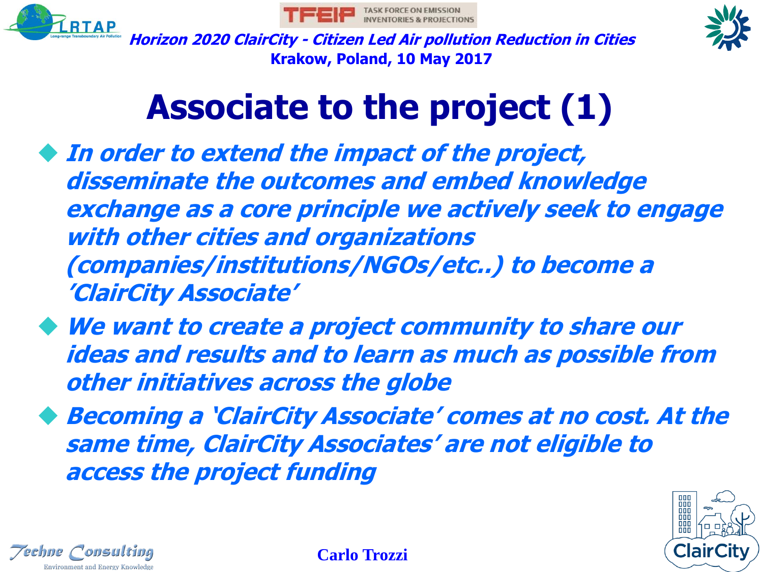# Associate to the project (1)

- ***In order to extend the impact of the project, disseminate the outcomes and embed knowledge exchange as a core principle we actively seek to engage with other cities and organizations (companies/institutions/NGOs/etc..) to become a 'ClairCity Associate'***
- ***We want to create a project community to share our ideas and results and to learn as much as possible from other initiatives across the globe***
- ***Becoming a 'ClairCity Associate' comes at no cost. At the same time, ClairCity Associates' are not eligible to access the project funding***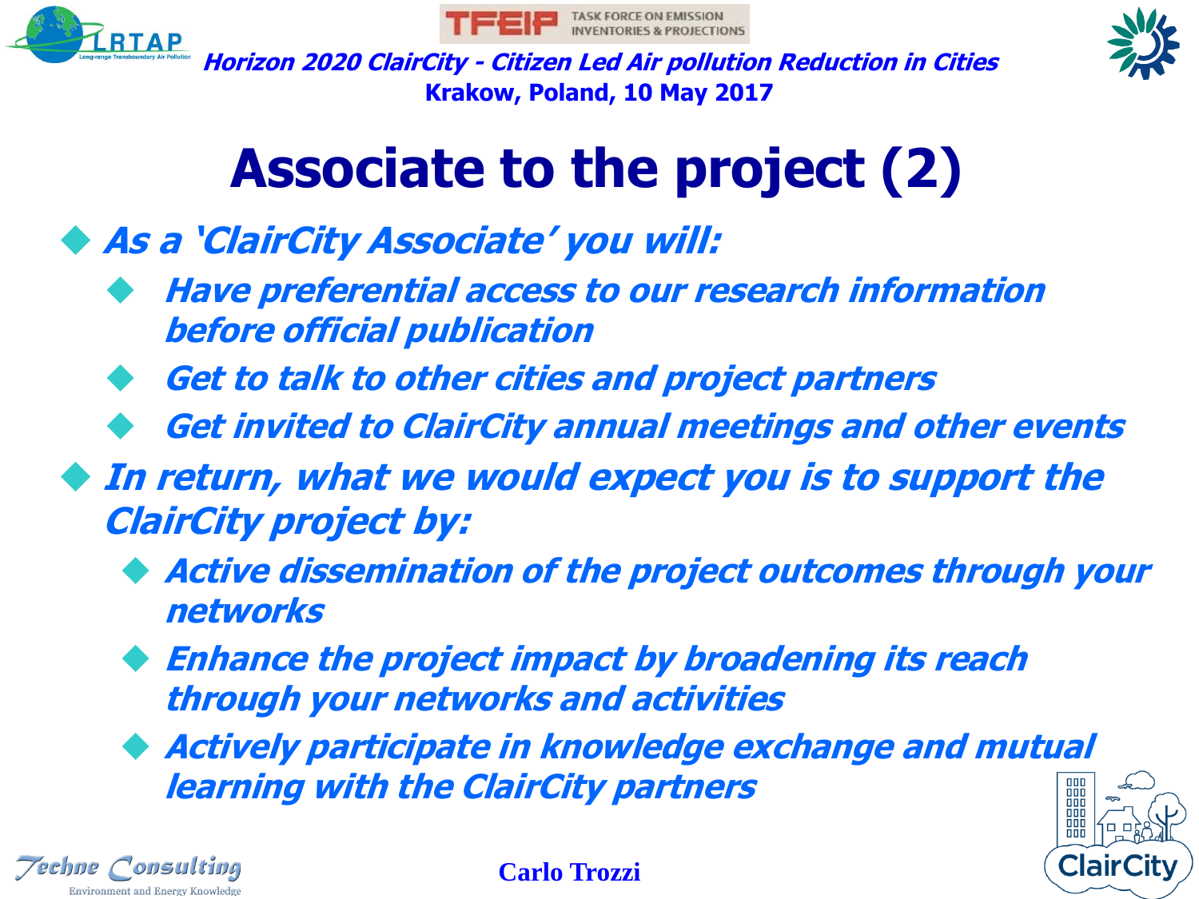# Associate to the project (2)

- ***As a 'ClairCity Associate' you will:***
  - ***Have preferential access to our research information before official publication***
  - ***Get to talk to other cities and project partners***
  - ***Get invited to ClairCity annual meetings and other events***
- ***In return, what we would expect you is to support the ClairCity project by:***
  - ***Active dissemination of the project outcomes through your networks***
  - ***Enhance the project impact by broadening its reach through your networks and activities***
  - ***Actively participate in knowledge exchange and mutual learning with the ClairCity partners***